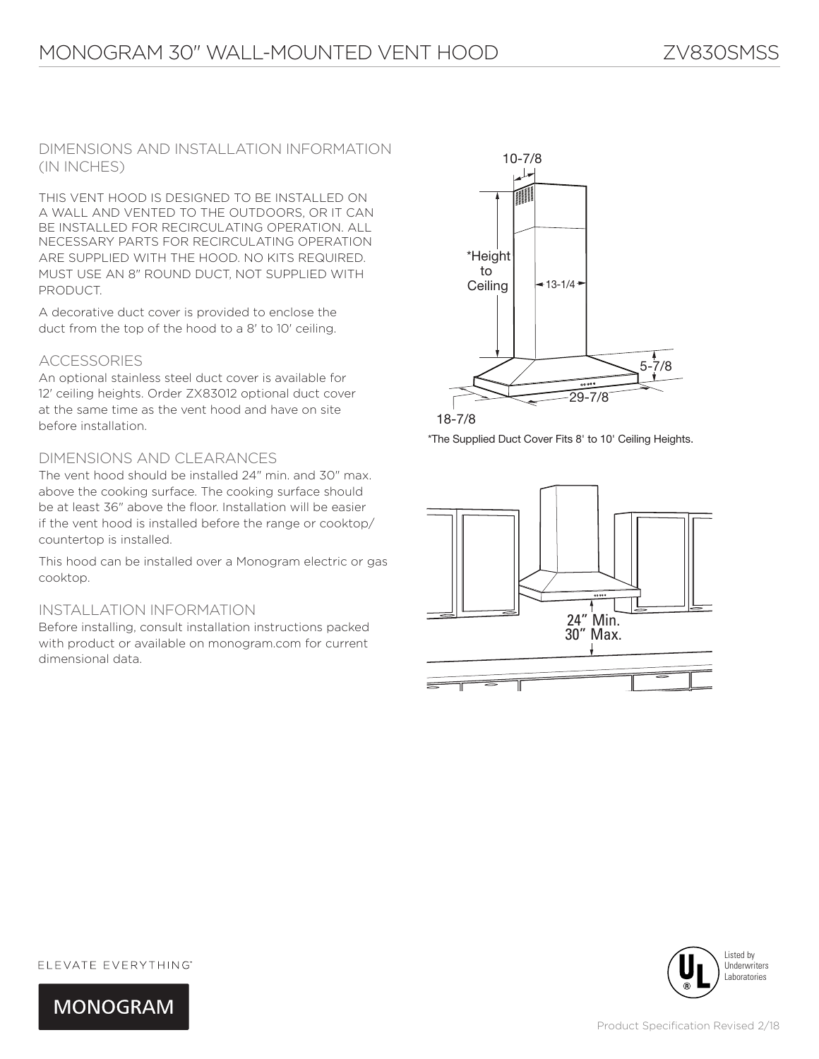# MONOGRAM 30" WALL-MOUNTED VENT HOOD

ZV830SMSS

## DIMENSIONS AND INSTALLATION INFORMATION (IN INCHES)

THIS VENT HOOD IS DESIGNED TO BE INSTALLED ON A WALL AND VENTED TO THE OUTDOORS, OR IT CAN BE INSTALLED FOR RECIRCULATING OPERATION. ALL NECESSARY PARTS FOR RECIRCULATING OPERATION ARE SUPPLIED WITH THE HOOD. NO KITS REQUIRED. MUST USE AN 8" ROUND DUCT, NOT SUPPLIED WITH PRODUCT.

A decorative duct cover is provided to enclose the duct from the top of the hood to a 8' to 10' ceiling.

## ACCESSORIES

An optional stainless steel duct cover is available for 12' ceiling heights. Order ZX83012 optional duct cover at the same time as the vent hood and have on site before installation.

## DIMENSIONS AND CLEARANCES

The vent hood should be installed 24" min. and 30" max. above the cooking surface. The cooking surface should be at least 36" above the floor. Installation will be easier if the vent hood is installed before the range or cooktop/ countertop is installed.

This hood can be installed over a Monogram electric or gas cooktop.

## INSTALLATION INFORMATION

Before installing, consult installation instructions packed with product or available on monogram.com for current dimensional data.

10-7/8

*Height to Ceiling

13-1/4

5-7/8

29-7/8

18-7/8

*The Supplied Duct Cover Fits 8' to 10' Ceiling Heights.

24" Min.
30" Max.

ELEVATE EVERYTHING™

MONOGRAM

Listed by Underwriters Laboratories

Product Specification Revised 2/18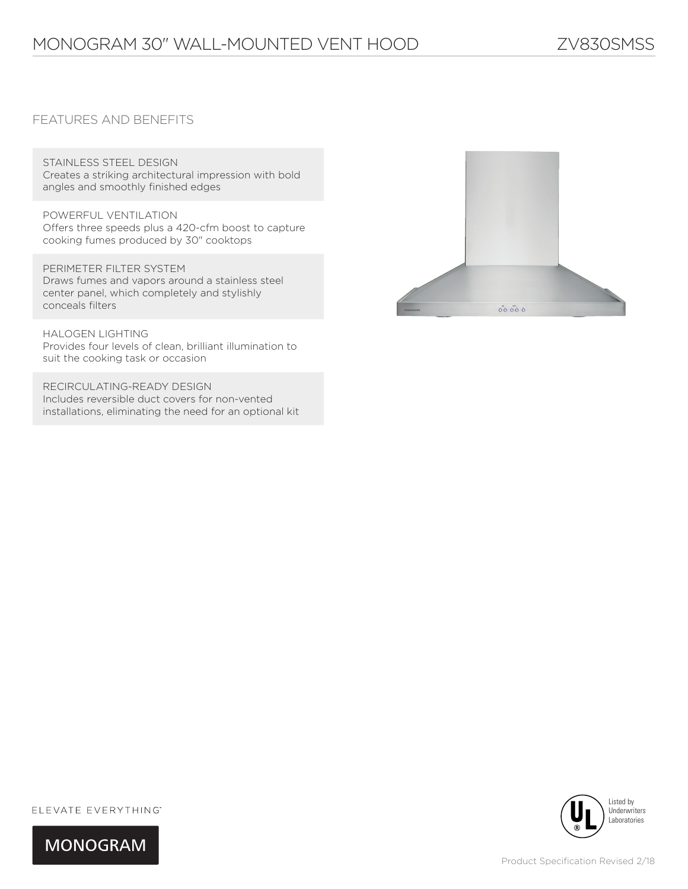# MONOGRAM 30" WALL-MOUNTED VENT HOOD

ZV830SMSS

## FEATURES AND BENEFITS

STAINLESS STEEL DESIGN
Creates a striking architectural impression with bold angles and smoothly finished edges

POWERFUL VENTILATION
Offers three speeds plus a 420-cfm boost to capture cooking fumes produced by 30" cooktops

PERIMETER FILTER SYSTEM
Draws fumes and vapors around a stainless steel center panel, which completely and stylishly conceals filters

HALOGEN LIGHTING
Provides four levels of clean, brilliant illumination to suit the cooking task or occasion

RECIRCULATING-READY DESIGN
Includes reversible duct covers for non-vented installations, eliminating the need for an optional kit

ELEVATE EVERYTHING™

MONOGRAM

Listed by Underwriters Laboratories

Product Specification Revised 2/18